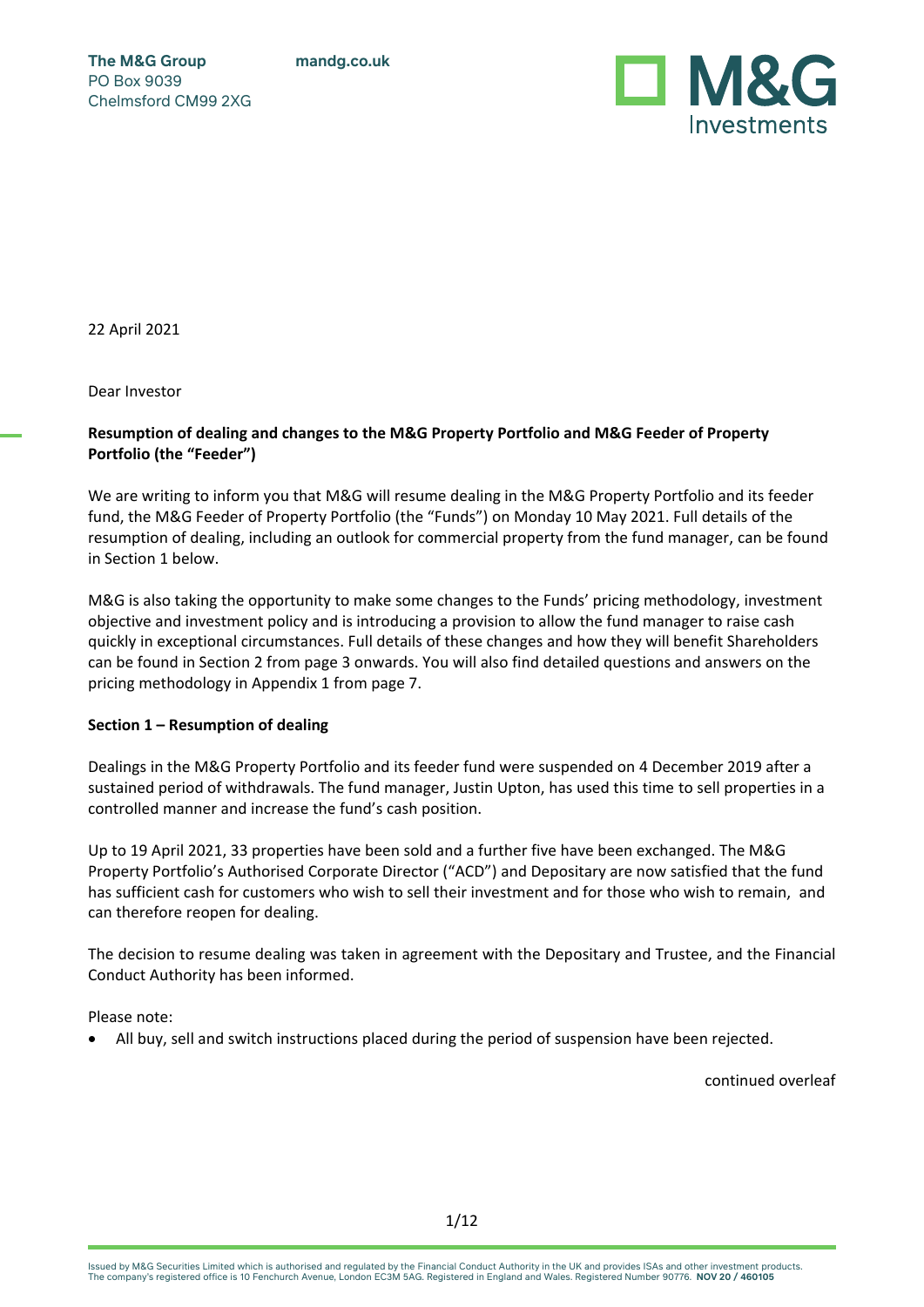The M&G Group
PO Box 9039
Chelmsford CM99 2XG

mandg.co.uk

22 April 2021

Dear Investor

**Resumption of dealing and changes to the M&G Property Portfolio and M&G Feeder of Property Portfolio (the "Feeder")**

We are writing to inform you that M&G will resume dealing in the M&G Property Portfolio and its feeder fund, the M&G Feeder of Property Portfolio (the "Funds") on Monday 10 May 2021. Full details of the resumption of dealing, including an outlook for commercial property from the fund manager, can be found in Section 1 below.

M&G is also taking the opportunity to make some changes to the Funds' pricing methodology, investment objective and investment policy and is introducing a provision to allow the fund manager to raise cash quickly in exceptional circumstances. Full details of these changes and how they will benefit Shareholders can be found in Section 2 from page 3 onwards. You will also find detailed questions and answers on the pricing methodology in Appendix 1 from page 7.

**Section 1 – Resumption of dealing**

Dealings in the M&G Property Portfolio and its feeder fund were suspended on 4 December 2019 after a sustained period of withdrawals. The fund manager, Justin Upton, has used this time to sell properties in a controlled manner and increase the fund's cash position.

Up to 19 April 2021, 33 properties have been sold and a further five have been exchanged. The M&G Property Portfolio's Authorised Corporate Director ("ACD") and Depositary are now satisfied that the fund has sufficient cash for customers who wish to sell their investment and for those who wish to remain, and can therefore reopen for dealing.

The decision to resume dealing was taken in agreement with the Depositary and Trustee, and the Financial Conduct Authority has been informed.

Please note:

- All buy, sell and switch instructions placed during the period of suspension have been rejected.

continued overleaf

Issued by M&G Securities Limited which is authorised and regulated by the Financial Conduct Authority in the UK and provides ISAs and other investment products. The company's registered office is 10 Fenchurch Avenue, London EC3M 5AG. Registered in England and Wales. Registered Number 90776. **NOV 20 / 460105**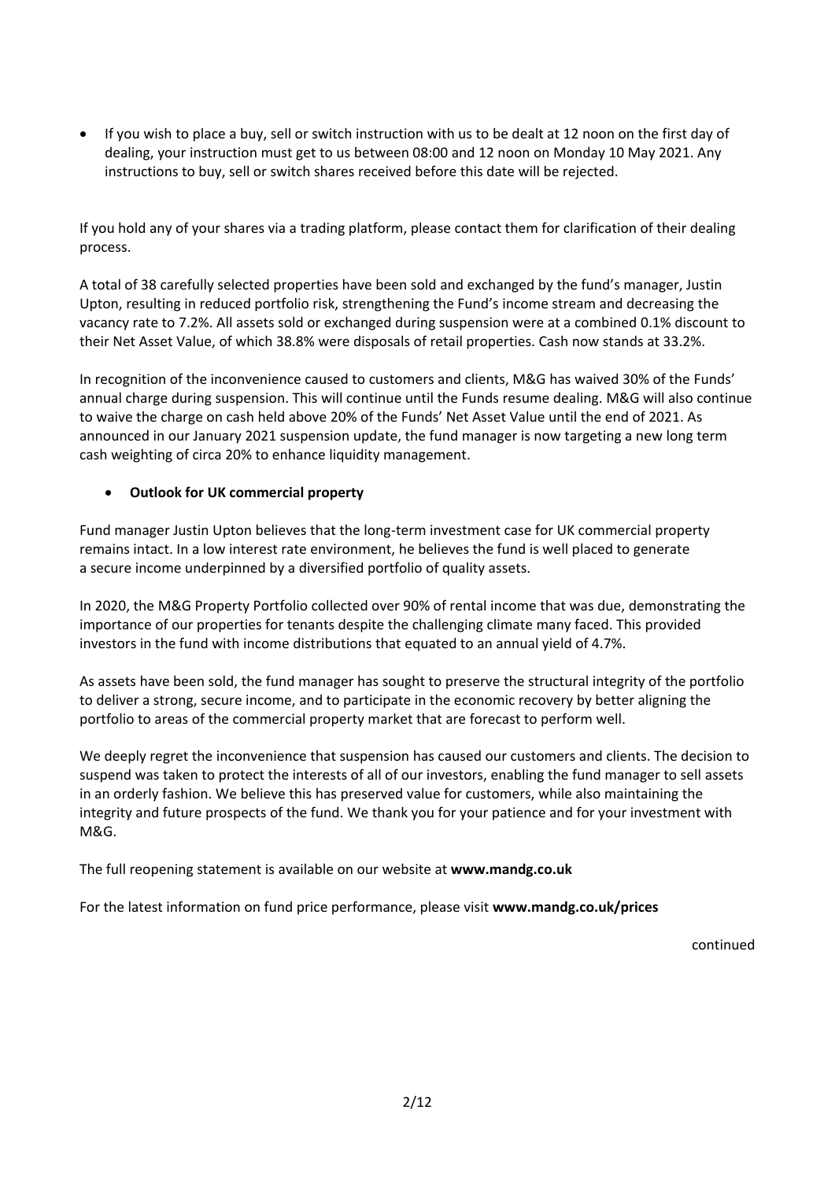- If you wish to place a buy, sell or switch instruction with us to be dealt at 12 noon on the first day of dealing, your instruction must get to us between 08:00 and 12 noon on Monday 10 May 2021. Any instructions to buy, sell or switch shares received before this date will be rejected.

If you hold any of your shares via a trading platform, please contact them for clarification of their dealing process.

A total of 38 carefully selected properties have been sold and exchanged by the fund's manager, Justin Upton, resulting in reduced portfolio risk, strengthening the Fund's income stream and decreasing the vacancy rate to 7.2%. All assets sold or exchanged during suspension were at a combined 0.1% discount to their Net Asset Value, of which 38.8% were disposals of retail properties. Cash now stands at 33.2%.

In recognition of the inconvenience caused to customers and clients, M&G has waived 30% of the Funds' annual charge during suspension. This will continue until the Funds resume dealing. M&G will also continue to waive the charge on cash held above 20% of the Funds' Net Asset Value until the end of 2021. As announced in our January 2021 suspension update, the fund manager is now targeting a new long term cash weighting of circa 20% to enhance liquidity management.

- **Outlook for UK commercial property**

Fund manager Justin Upton believes that the long-term investment case for UK commercial property remains intact. In a low interest rate environment, he believes the fund is well placed to generate a secure income underpinned by a diversified portfolio of quality assets.

In 2020, the M&G Property Portfolio collected over 90% of rental income that was due, demonstrating the importance of our properties for tenants despite the challenging climate many faced. This provided investors in the fund with income distributions that equated to an annual yield of 4.7%.

As assets have been sold, the fund manager has sought to preserve the structural integrity of the portfolio to deliver a strong, secure income, and to participate in the economic recovery by better aligning the portfolio to areas of the commercial property market that are forecast to perform well.

We deeply regret the inconvenience that suspension has caused our customers and clients. The decision to suspend was taken to protect the interests of all of our investors, enabling the fund manager to sell assets in an orderly fashion. We believe this has preserved value for customers, while also maintaining the integrity and future prospects of the fund. We thank you for your patience and for your investment with M&G.

The full reopening statement is available on our website at **www.mandg.co.uk**

For the latest information on fund price performance, please visit **www.mandg.co.uk/prices**

continued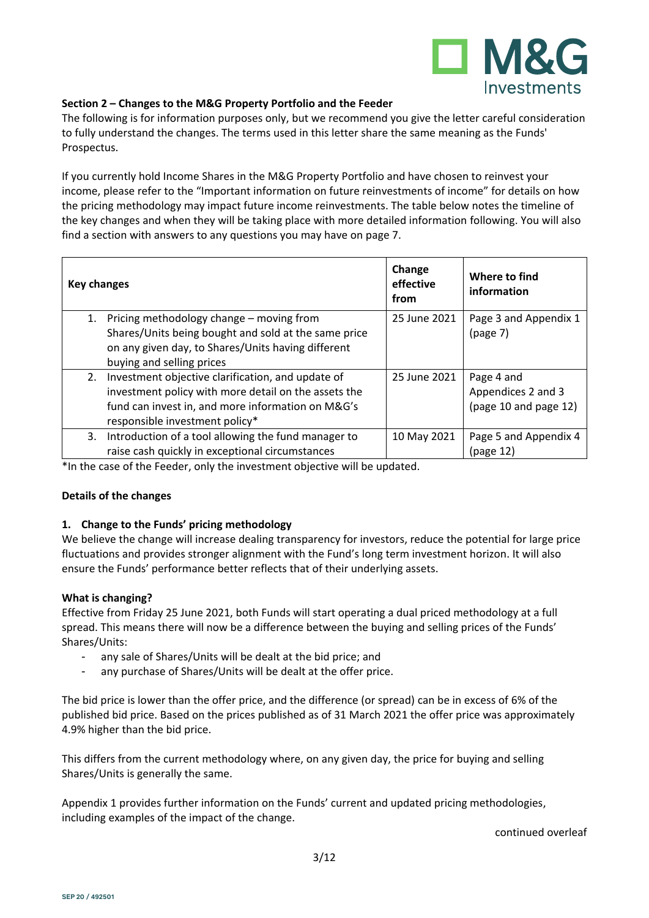### Section 2 – Changes to the M&G Property Portfolio and the Feeder

The following is for information purposes only, but we recommend you give the letter careful consideration to fully understand the changes. The terms used in this letter share the same meaning as the Funds' Prospectus.

If you currently hold Income Shares in the M&G Property Portfolio and have chosen to reinvest your income, please refer to the "Important information on future reinvestments of income" for details on how the pricing methodology may impact future income reinvestments. The table below notes the timeline of the key changes and when they will be taking place with more detailed information following. You will also find a section with answers to any questions you may have on page 7.

| Key changes | Change effective from | Where to find information |
|---|---|---|
| 1. Pricing methodology change – moving from Shares/Units being bought and sold at the same price on any given day, to Shares/Units having different buying and selling prices | 25 June 2021 | Page 3 and Appendix 1 (page 7) |
| 2. Investment objective clarification, and update of investment policy with more detail on the assets the fund can invest in, and more information on M&G's responsible investment policy* | 25 June 2021 | Page 4 and Appendices 2 and 3 (page 10 and page 12) |
| 3. Introduction of a tool allowing the fund manager to raise cash quickly in exceptional circumstances | 10 May 2021 | Page 5 and Appendix 4 (page 12) |

*In the case of the Feeder, only the investment objective will be updated.

**Details of the changes**

#### 1. Change to the Funds' pricing methodology

We believe the change will increase dealing transparency for investors, reduce the potential for large price fluctuations and provides stronger alignment with the Fund's long term investment horizon. It will also ensure the Funds' performance better reflects that of their underlying assets.

**What is changing?**

Effective from Friday 25 June 2021, both Funds will start operating a dual priced methodology at a full spread. This means there will now be a difference between the buying and selling prices of the Funds' Shares/Units:

- any sale of Shares/Units will be dealt at the bid price; and
- any purchase of Shares/Units will be dealt at the offer price.

The bid price is lower than the offer price, and the difference (or spread) can be in excess of 6% of the published bid price. Based on the prices published as of 31 March 2021 the offer price was approximately 4.9% higher than the bid price.

This differs from the current methodology where, on any given day, the price for buying and selling Shares/Units is generally the same.

Appendix 1 provides further information on the Funds' current and updated pricing methodologies, including examples of the impact of the change.

continued overleaf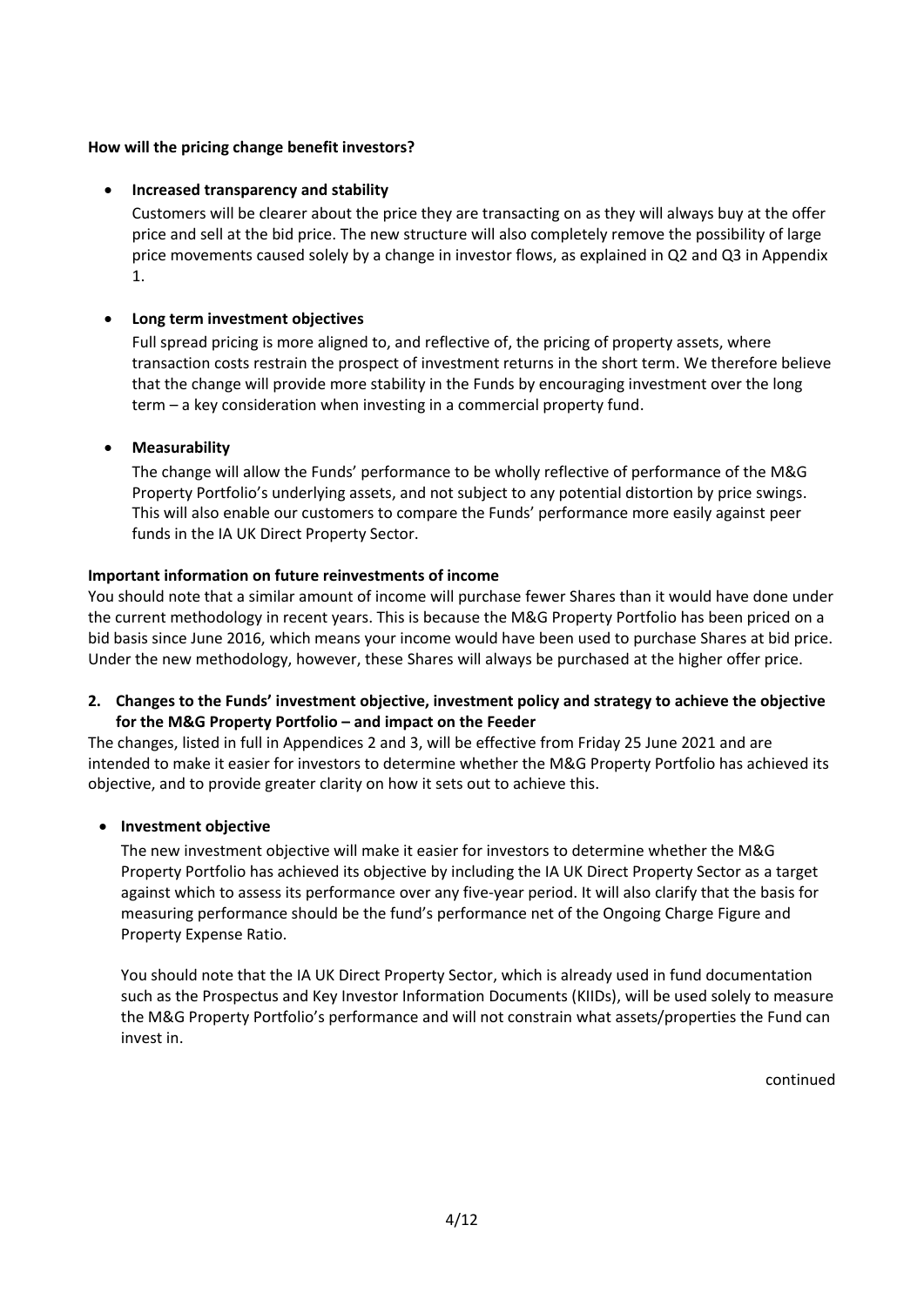**How will the pricing change benefit investors?**

- **Increased transparency and stability**

  Customers will be clearer about the price they are transacting on as they will always buy at the offer price and sell at the bid price. The new structure will also completely remove the possibility of large price movements caused solely by a change in investor flows, as explained in Q2 and Q3 in Appendix 1.

- **Long term investment objectives**

  Full spread pricing is more aligned to, and reflective of, the pricing of property assets, where transaction costs restrain the prospect of investment returns in the short term. We therefore believe that the change will provide more stability in the Funds by encouraging investment over the long term – a key consideration when investing in a commercial property fund.

- **Measurability**

  The change will allow the Funds' performance to be wholly reflective of performance of the M&G Property Portfolio's underlying assets, and not subject to any potential distortion by price swings. This will also enable our customers to compare the Funds' performance more easily against peer funds in the IA UK Direct Property Sector.

**Important information on future reinvestments of income**

You should note that a similar amount of income will purchase fewer Shares than it would have done under the current methodology in recent years. This is because the M&G Property Portfolio has been priced on a bid basis since June 2016, which means your income would have been used to purchase Shares at bid price. Under the new methodology, however, these Shares will always be purchased at the higher offer price.

**2. Changes to the Funds' investment objective, investment policy and strategy to achieve the objective for the M&G Property Portfolio – and impact on the Feeder**

The changes, listed in full in Appendices 2 and 3, will be effective from Friday 25 June 2021 and are intended to make it easier for investors to determine whether the M&G Property Portfolio has achieved its objective, and to provide greater clarity on how it sets out to achieve this.

- **Investment objective**

  The new investment objective will make it easier for investors to determine whether the M&G Property Portfolio has achieved its objective by including the IA UK Direct Property Sector as a target against which to assess its performance over any five-year period. It will also clarify that the basis for measuring performance should be the fund's performance net of the Ongoing Charge Figure and Property Expense Ratio.

  You should note that the IA UK Direct Property Sector, which is already used in fund documentation such as the Prospectus and Key Investor Information Documents (KIIDs), will be used solely to measure the M&G Property Portfolio's performance and will not constrain what assets/properties the Fund can invest in.

continued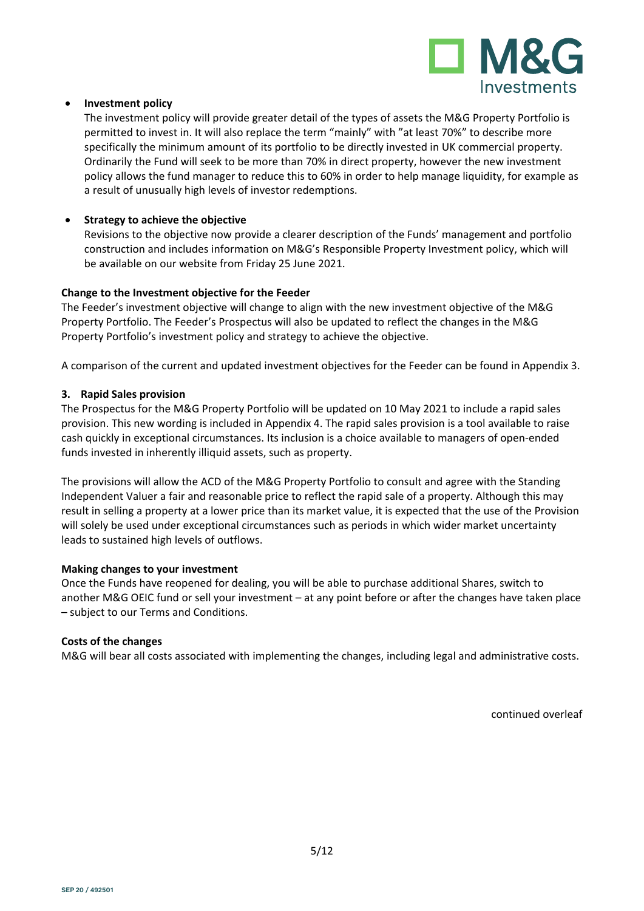- **Investment policy**
  The investment policy will provide greater detail of the types of assets the M&G Property Portfolio is permitted to invest in. It will also replace the term "mainly" with "at least 70%" to describe more specifically the minimum amount of its portfolio to be directly invested in UK commercial property. Ordinarily the Fund will seek to be more than 70% in direct property, however the new investment policy allows the fund manager to reduce this to 60% in order to help manage liquidity, for example as a result of unusually high levels of investor redemptions.

- **Strategy to achieve the objective**
  Revisions to the objective now provide a clearer description of the Funds' management and portfolio construction and includes information on M&G's Responsible Property Investment policy, which will be available on our website from Friday 25 June 2021.

**Change to the Investment objective for the Feeder**

The Feeder's investment objective will change to align with the new investment objective of the M&G Property Portfolio. The Feeder's Prospectus will also be updated to reflect the changes in the M&G Property Portfolio's investment policy and strategy to achieve the objective.

A comparison of the current and updated investment objectives for the Feeder can be found in Appendix 3.

**3. Rapid Sales provision**

The Prospectus for the M&G Property Portfolio will be updated on 10 May 2021 to include a rapid sales provision. This new wording is included in Appendix 4. The rapid sales provision is a tool available to raise cash quickly in exceptional circumstances. Its inclusion is a choice available to managers of open-ended funds invested in inherently illiquid assets, such as property.

The provisions will allow the ACD of the M&G Property Portfolio to consult and agree with the Standing Independent Valuer a fair and reasonable price to reflect the rapid sale of a property. Although this may result in selling a property at a lower price than its market value, it is expected that the use of the Provision will solely be used under exceptional circumstances such as periods in which wider market uncertainty leads to sustained high levels of outflows.

**Making changes to your investment**

Once the Funds have reopened for dealing, you will be able to purchase additional Shares, switch to another M&G OEIC fund or sell your investment – at any point before or after the changes have taken place – subject to our Terms and Conditions.

**Costs of the changes**

M&G will bear all costs associated with implementing the changes, including legal and administrative costs.

continued overleaf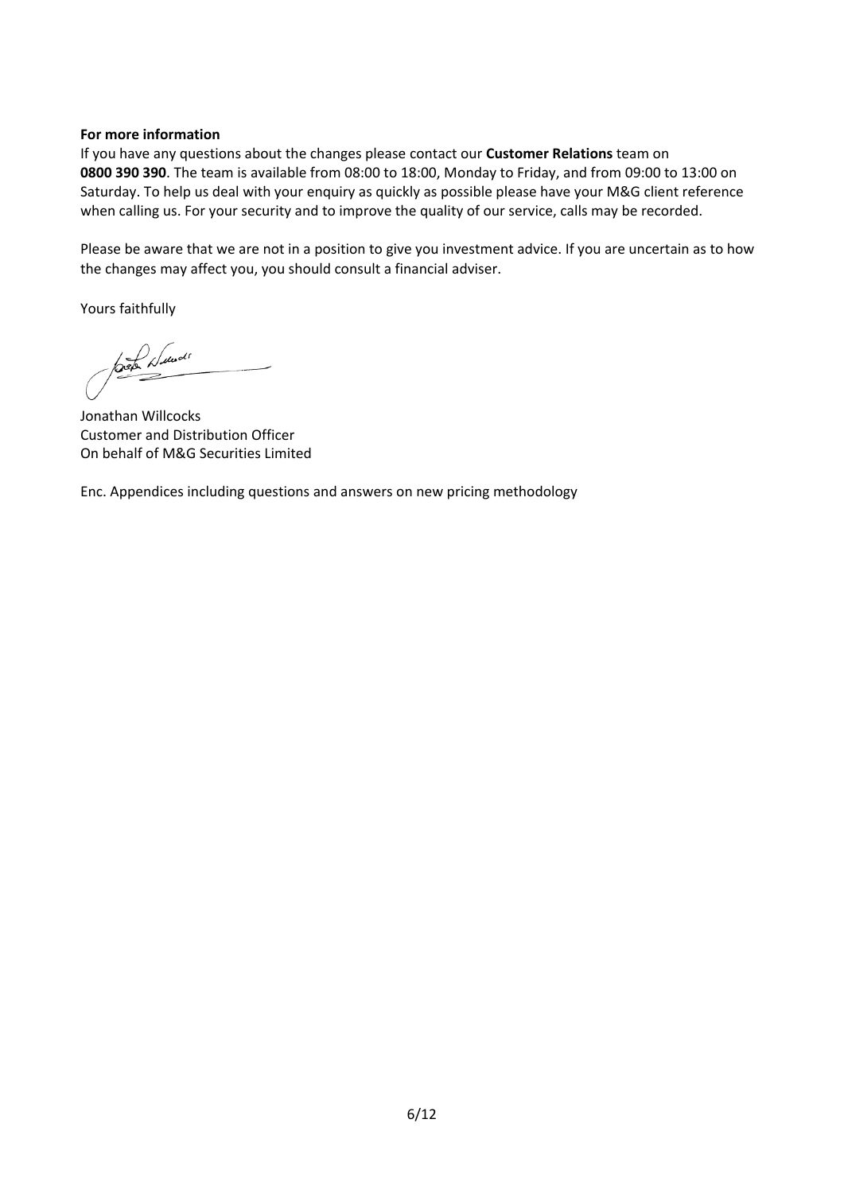**For more information**

If you have any questions about the changes please contact our **Customer Relations** team on **0800 390 390**. The team is available from 08:00 to 18:00, Monday to Friday, and from 09:00 to 13:00 on Saturday. To help us deal with your enquiry as quickly as possible please have your M&G client reference when calling us. For your security and to improve the quality of our service, calls may be recorded.

Please be aware that we are not in a position to give you investment advice. If you are uncertain as to how the changes may affect you, you should consult a financial adviser.

Yours faithfully

Jonathan Willcocks
Customer and Distribution Officer
On behalf of M&G Securities Limited

Enc. Appendices including questions and answers on new pricing methodology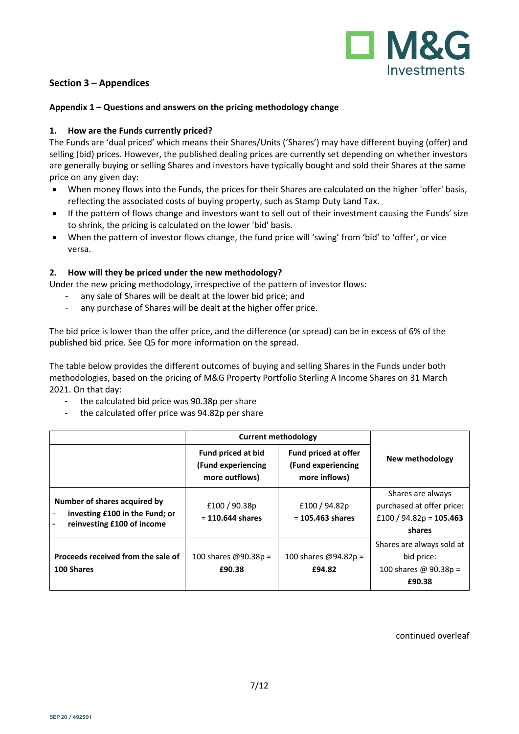## Section 3 – Appendices

### Appendix 1 – Questions and answers on the pricing methodology change

#### 1. How are the Funds currently priced?

The Funds are 'dual priced' which means their Shares/Units ('Shares') may have different buying (offer) and selling (bid) prices. However, the published dealing prices are currently set depending on whether investors are generally buying or selling Shares and investors have typically bought and sold their Shares at the same price on any given day:

- When money flows into the Funds, the prices for their Shares are calculated on the higher 'offer' basis, reflecting the associated costs of buying property, such as Stamp Duty Land Tax.
- If the pattern of flows change and investors want to sell out of their investment causing the Funds' size to shrink, the pricing is calculated on the lower 'bid' basis.
- When the pattern of investor flows change, the fund price will 'swing' from 'bid' to 'offer', or vice versa.

#### 2. How will they be priced under the new methodology?

Under the new pricing methodology, irrespective of the pattern of investor flows:

- any sale of Shares will be dealt at the lower bid price; and
- any purchase of Shares will be dealt at the higher offer price.

The bid price is lower than the offer price, and the difference (or spread) can be in excess of 6% of the published bid price. See Q5 for more information on the spread.

The table below provides the different outcomes of buying and selling Shares in the Funds under both methodologies, based on the pricing of M&G Property Portfolio Sterling A Income Shares on 31 March 2021. On that day:

- the calculated bid price was 90.38p per share
- the calculated offer price was 94.82p per share

| | **Current methodology** | | **New methodology** |
|---|---|---|---|
| | **Fund priced at bid (Fund experiencing more outflows)** | **Fund priced at offer (Fund experiencing more inflows)** | |
| **Number of shares acquired by**<br>- **investing £100 in the Fund; or**<br>- **reinvesting £100 of income** | £100 / 90.38p = **110.644 shares** | £100 / 94.82p = **105.463 shares** | Shares are always purchased at offer price: £100 / 94.82p = **105.463 shares** |
| **Proceeds received from the sale of 100 Shares** | 100 shares @90.38p = **£90.38** | 100 shares @94.82p = **£94.82** | Shares are always sold at bid price: 100 shares @ 90.38p = **£90.38** |

continued overleaf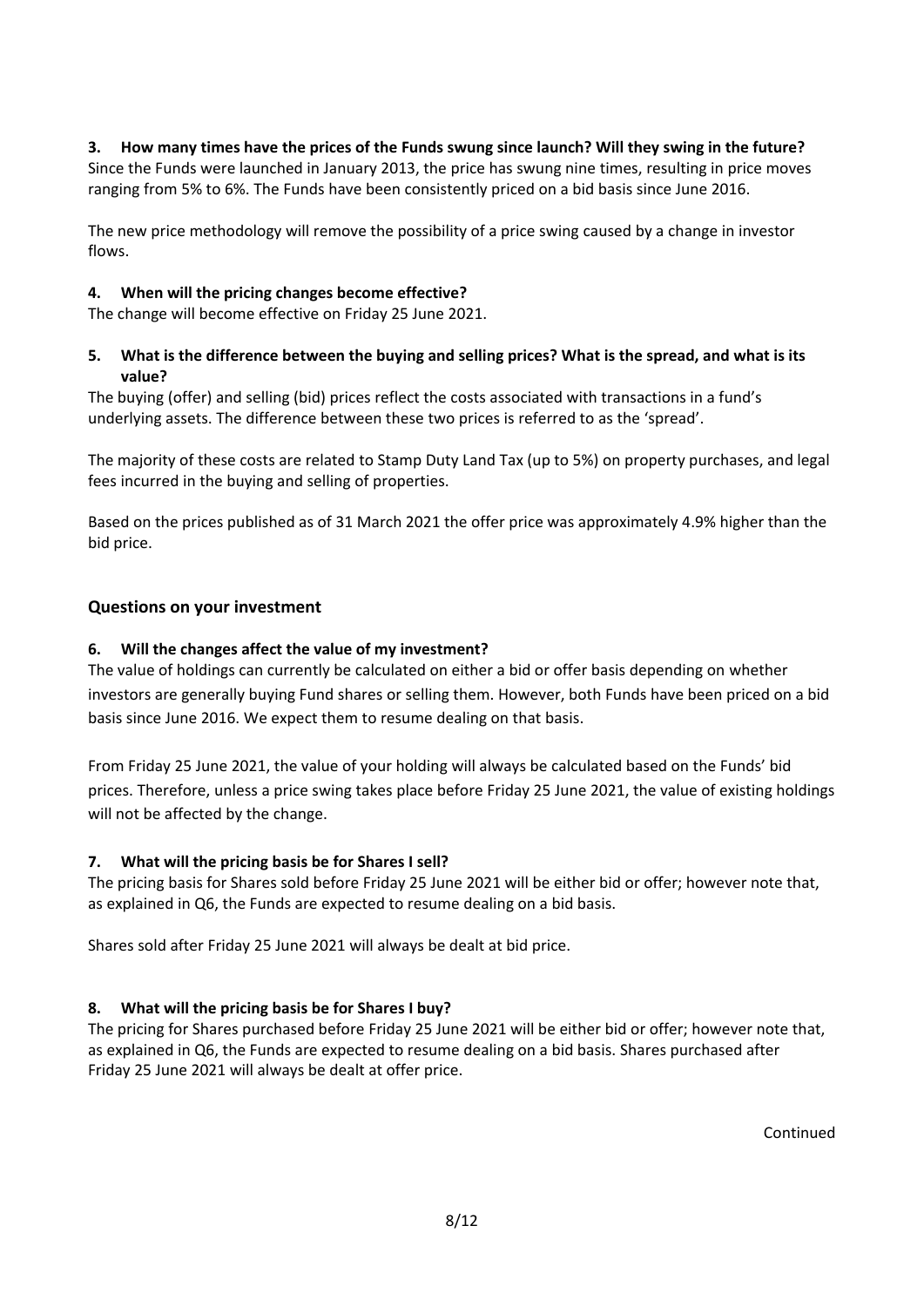### 3. How many times have the prices of the Funds swung since launch? Will they swing in the future?

Since the Funds were launched in January 2013, the price has swung nine times, resulting in price moves ranging from 5% to 6%. The Funds have been consistently priced on a bid basis since June 2016.

The new price methodology will remove the possibility of a price swing caused by a change in investor flows.

### 4. When will the pricing changes become effective?

The change will become effective on Friday 25 June 2021.

### 5. What is the difference between the buying and selling prices? What is the spread, and what is its value?

The buying (offer) and selling (bid) prices reflect the costs associated with transactions in a fund's underlying assets. The difference between these two prices is referred to as the 'spread'.

The majority of these costs are related to Stamp Duty Land Tax (up to 5%) on property purchases, and legal fees incurred in the buying and selling of properties.

Based on the prices published as of 31 March 2021 the offer price was approximately 4.9% higher than the bid price.

## Questions on your investment

### 6. Will the changes affect the value of my investment?

The value of holdings can currently be calculated on either a bid or offer basis depending on whether investors are generally buying Fund shares or selling them. However, both Funds have been priced on a bid basis since June 2016. We expect them to resume dealing on that basis.

From Friday 25 June 2021, the value of your holding will always be calculated based on the Funds' bid prices. Therefore, unless a price swing takes place before Friday 25 June 2021, the value of existing holdings will not be affected by the change.

### 7. What will the pricing basis be for Shares I sell?

The pricing basis for Shares sold before Friday 25 June 2021 will be either bid or offer; however note that, as explained in Q6, the Funds are expected to resume dealing on a bid basis.

Shares sold after Friday 25 June 2021 will always be dealt at bid price.

### 8. What will the pricing basis be for Shares I buy?

The pricing for Shares purchased before Friday 25 June 2021 will be either bid or offer; however note that, as explained in Q6, the Funds are expected to resume dealing on a bid basis. Shares purchased after Friday 25 June 2021 will always be dealt at offer price.

Continued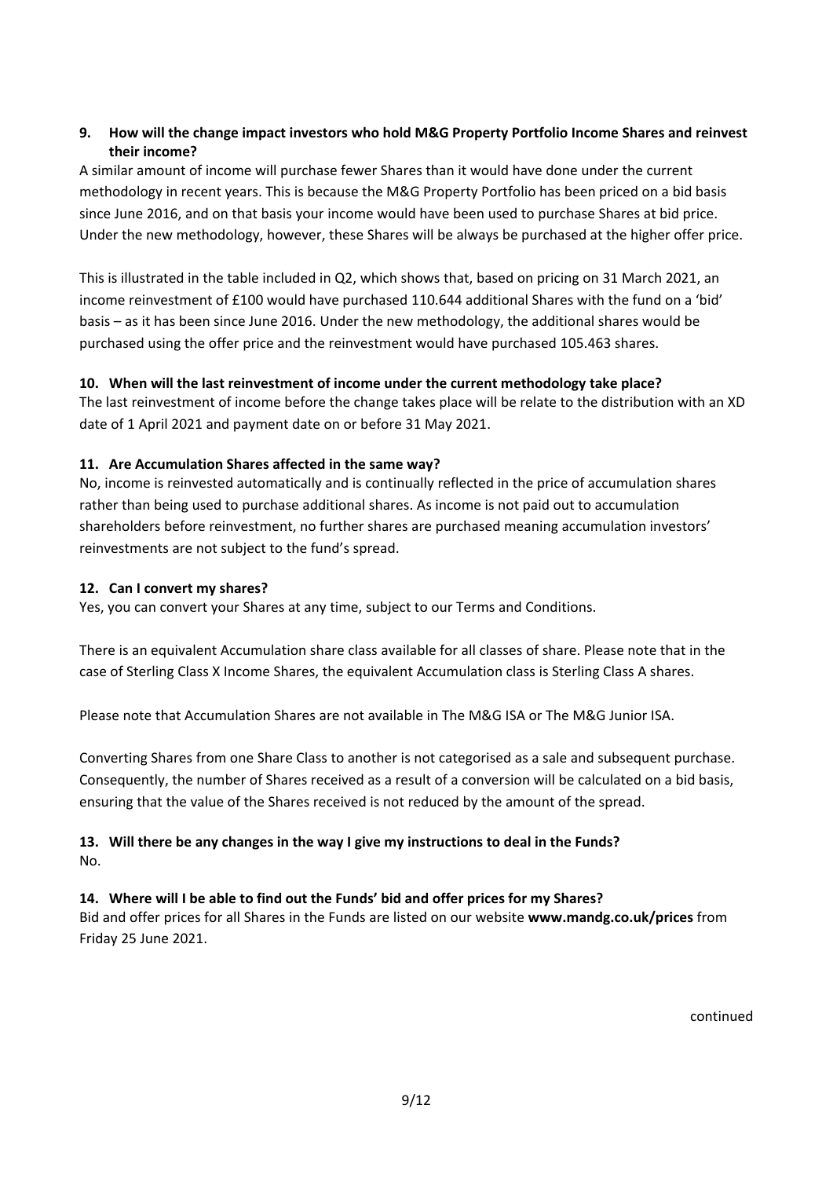**9. How will the change impact investors who hold M&G Property Portfolio Income Shares and reinvest their income?**

A similar amount of income will purchase fewer Shares than it would have done under the current methodology in recent years. This is because the M&G Property Portfolio has been priced on a bid basis since June 2016, and on that basis your income would have been used to purchase Shares at bid price. Under the new methodology, however, these Shares will be always be purchased at the higher offer price.

This is illustrated in the table included in Q2, which shows that, based on pricing on 31 March 2021, an income reinvestment of £100 would have purchased 110.644 additional Shares with the fund on a 'bid' basis – as it has been since June 2016. Under the new methodology, the additional shares would be purchased using the offer price and the reinvestment would have purchased 105.463 shares.

**10. When will the last reinvestment of income under the current methodology take place?**

The last reinvestment of income before the change takes place will be relate to the distribution with an XD date of 1 April 2021 and payment date on or before 31 May 2021.

**11. Are Accumulation Shares affected in the same way?**

No, income is reinvested automatically and is continually reflected in the price of accumulation shares rather than being used to purchase additional shares. As income is not paid out to accumulation shareholders before reinvestment, no further shares are purchased meaning accumulation investors' reinvestments are not subject to the fund's spread.

**12. Can I convert my shares?**

Yes, you can convert your Shares at any time, subject to our Terms and Conditions.

There is an equivalent Accumulation share class available for all classes of share. Please note that in the case of Sterling Class X Income Shares, the equivalent Accumulation class is Sterling Class A shares.

Please note that Accumulation Shares are not available in The M&G ISA or The M&G Junior ISA.

Converting Shares from one Share Class to another is not categorised as a sale and subsequent purchase. Consequently, the number of Shares received as a result of a conversion will be calculated on a bid basis, ensuring that the value of the Shares received is not reduced by the amount of the spread.

**13. Will there be any changes in the way I give my instructions to deal in the Funds?**

No.

**14. Where will I be able to find out the Funds' bid and offer prices for my Shares?**

Bid and offer prices for all Shares in the Funds are listed on our website **www.mandg.co.uk/prices** from Friday 25 June 2021.

continued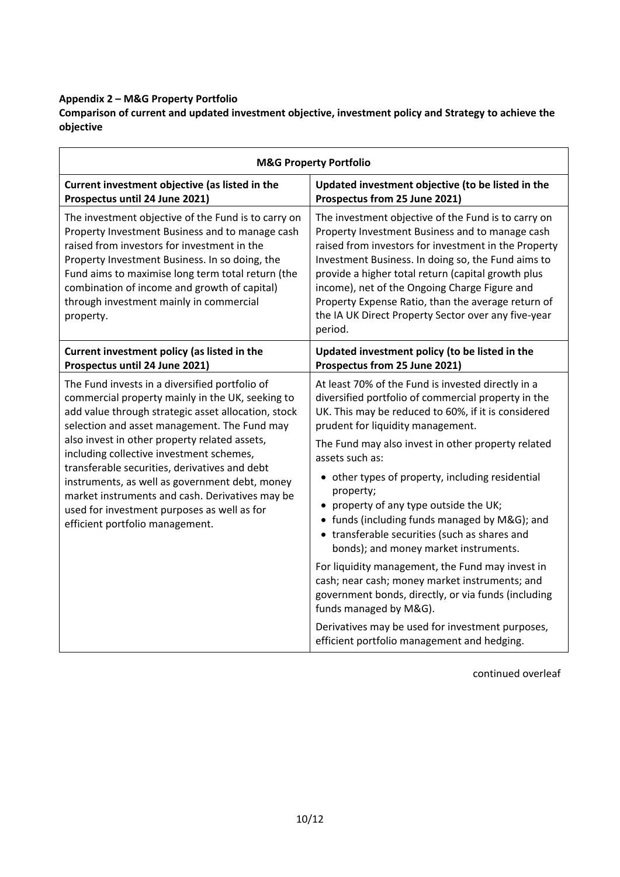**Appendix 2 – M&G Property Portfolio**

**Comparison of current and updated investment objective, investment policy and Strategy to achieve the objective**

| **M&G Property Portfolio** | |
|---|---|
| **Current investment objective (as listed in the Prospectus until 24 June 2021)** | **Updated investment objective (to be listed in the Prospectus from 25 June 2021)** |
| The investment objective of the Fund is to carry on Property Investment Business and to manage cash raised from investors for investment in the Property Investment Business. In so doing, the Fund aims to maximise long term total return (the combination of income and growth of capital) through investment mainly in commercial property. | The investment objective of the Fund is to carry on Property Investment Business and to manage cash raised from investors for investment in the Property Investment Business. In doing so, the Fund aims to provide a higher total return (capital growth plus income), net of the Ongoing Charge Figure and Property Expense Ratio, than the average return of the IA UK Direct Property Sector over any five-year period. |
| **Current investment policy (as listed in the Prospectus until 24 June 2021)** | **Updated investment policy (to be listed in the Prospectus from 25 June 2021)** |
| The Fund invests in a diversified portfolio of commercial property mainly in the UK, seeking to add value through strategic asset allocation, stock selection and asset management. The Fund may also invest in other property related assets, including collective investment schemes, transferable securities, derivatives and debt instruments, as well as government debt, money market instruments and cash. Derivatives may be used for investment purposes as well as for efficient portfolio management. | At least 70% of the Fund is invested directly in a diversified portfolio of commercial property in the UK. This may be reduced to 60%, if it is considered prudent for liquidity management.<br><br>The Fund may also invest in other property related assets such as:<br><br>• other types of property, including residential property;<br>• property of any type outside the UK;<br>• funds (including funds managed by M&G); and<br>• transferable securities (such as shares and bonds); and money market instruments.<br><br>For liquidity management, the Fund may invest in cash; near cash; money market instruments; and government bonds, directly, or via funds (including funds managed by M&G).<br><br>Derivatives may be used for investment purposes, efficient portfolio management and hedging. |

continued overleaf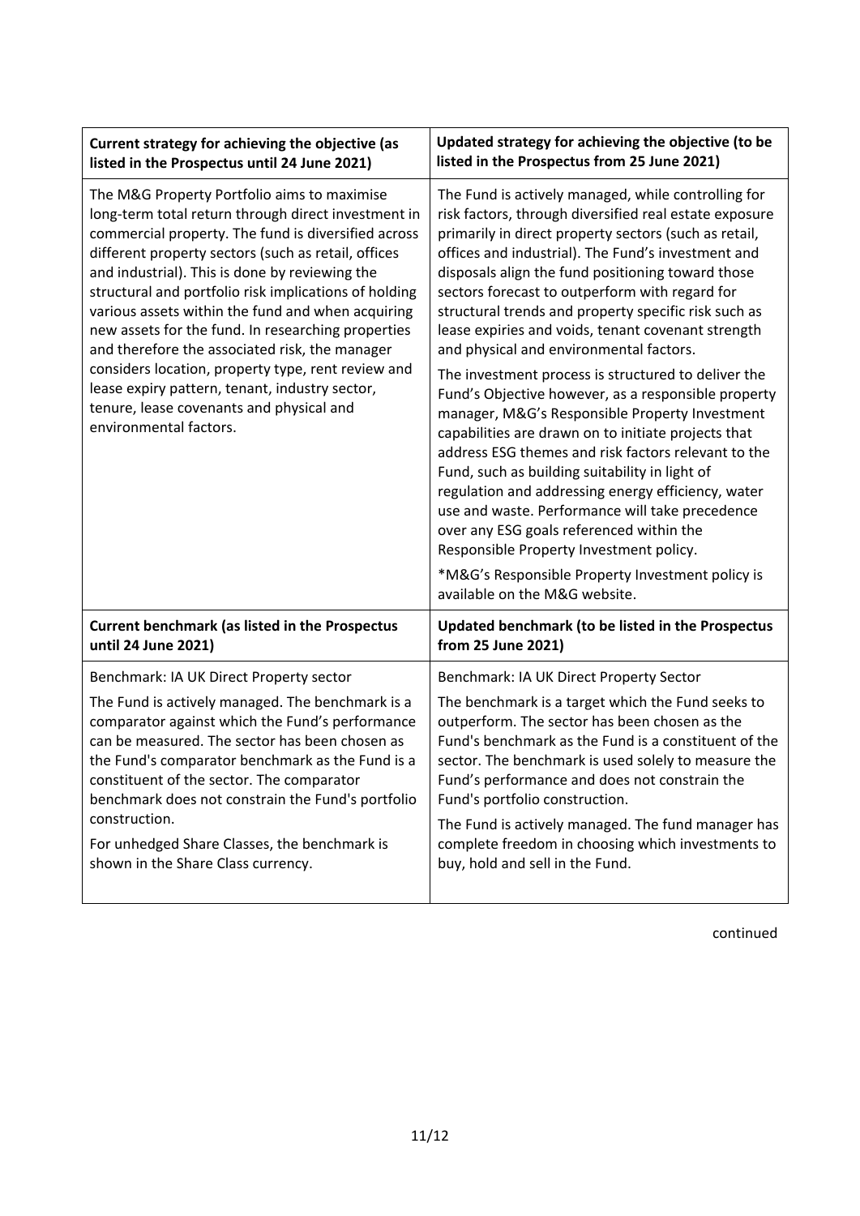| Current strategy for achieving the objective (as listed in the Prospectus until 24 June 2021) | Updated strategy for achieving the objective (to be listed in the Prospectus from 25 June 2021) |
|---|---|
| The M&G Property Portfolio aims to maximise long-term total return through direct investment in commercial property. The fund is diversified across different property sectors (such as retail, offices and industrial). This is done by reviewing the structural and portfolio risk implications of holding various assets within the fund and when acquiring new assets for the fund. In researching properties and therefore the associated risk, the manager considers location, property type, rent review and lease expiry pattern, tenant, industry sector, tenure, lease covenants and physical and environmental factors. | The Fund is actively managed, while controlling for risk factors, through diversified real estate exposure primarily in direct property sectors (such as retail, offices and industrial). The Fund's investment and disposals align the fund positioning toward those sectors forecast to outperform with regard for structural trends and property specific risk such as lease expiries and voids, tenant covenant strength and physical and environmental factors.<br><br>The investment process is structured to deliver the Fund's Objective however, as a responsible property manager, M&G's Responsible Property Investment capabilities are drawn on to initiate projects that address ESG themes and risk factors relevant to the Fund, such as building suitability in light of regulation and addressing energy efficiency, water use and waste. Performance will take precedence over any ESG goals referenced within the Responsible Property Investment policy.<br><br>*M&G's Responsible Property Investment policy is available on the M&G website. |
| **Current benchmark (as listed in the Prospectus until 24 June 2021)** | **Updated benchmark (to be listed in the Prospectus from 25 June 2021)** |
| Benchmark: IA UK Direct Property sector<br><br>The Fund is actively managed. The benchmark is a comparator against which the Fund's performance can be measured. The sector has been chosen as the Fund's comparator benchmark as the Fund is a constituent of the sector. The comparator benchmark does not constrain the Fund's portfolio construction.<br><br>For unhedged Share Classes, the benchmark is shown in the Share Class currency. | Benchmark: IA UK Direct Property Sector<br><br>The benchmark is a target which the Fund seeks to outperform. The sector has been chosen as the Fund's benchmark as the Fund is a constituent of the sector. The benchmark is used solely to measure the Fund's performance and does not constrain the Fund's portfolio construction.<br><br>The Fund is actively managed. The fund manager has complete freedom in choosing which investments to buy, hold and sell in the Fund. |

continued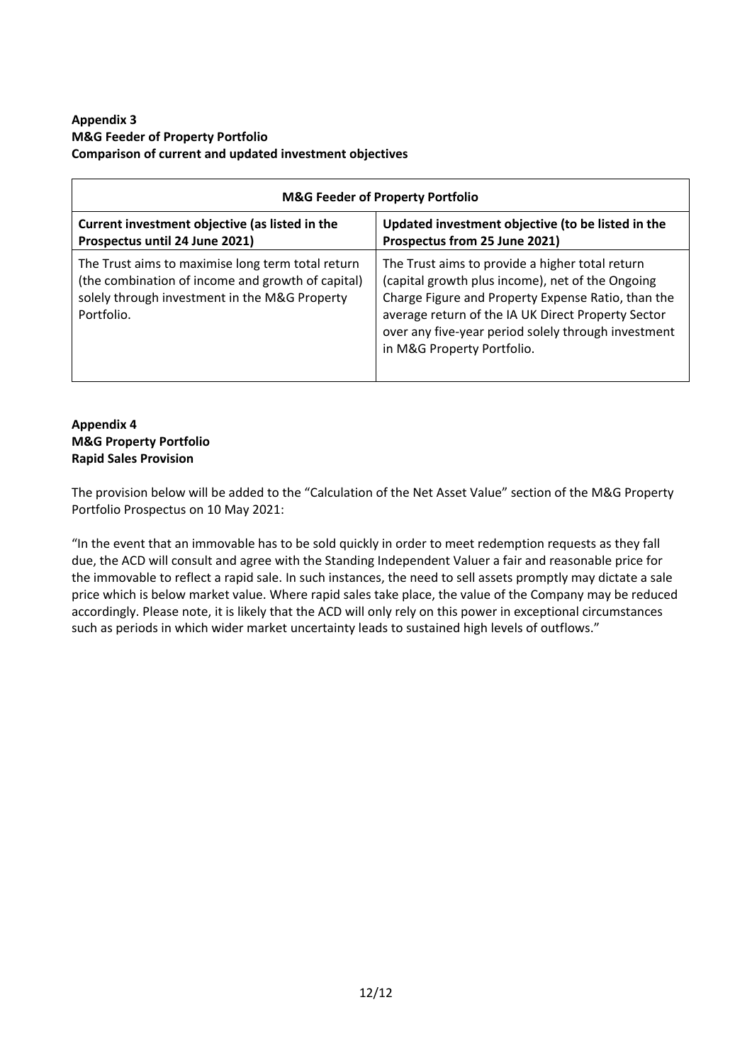**Appendix 3**
**M&G Feeder of Property Portfolio**
**Comparison of current and updated investment objectives**

| M&G Feeder of Property Portfolio | |
|---|---|
| **Current investment objective (as listed in the Prospectus until 24 June 2021)** | **Updated investment objective (to be listed in the Prospectus from 25 June 2021)** |
| The Trust aims to maximise long term total return (the combination of income and growth of capital) solely through investment in the M&G Property Portfolio. | The Trust aims to provide a higher total return (capital growth plus income), net of the Ongoing Charge Figure and Property Expense Ratio, than the average return of the IA UK Direct Property Sector over any five-year period solely through investment in M&G Property Portfolio. |

**Appendix 4**
**M&G Property Portfolio**
**Rapid Sales Provision**

The provision below will be added to the "Calculation of the Net Asset Value" section of the M&G Property Portfolio Prospectus on 10 May 2021:

"In the event that an immovable has to be sold quickly in order to meet redemption requests as they fall due, the ACD will consult and agree with the Standing Independent Valuer a fair and reasonable price for the immovable to reflect a rapid sale. In such instances, the need to sell assets promptly may dictate a sale price which is below market value. Where rapid sales take place, the value of the Company may be reduced accordingly. Please note, it is likely that the ACD will only rely on this power in exceptional circumstances such as periods in which wider market uncertainty leads to sustained high levels of outflows."